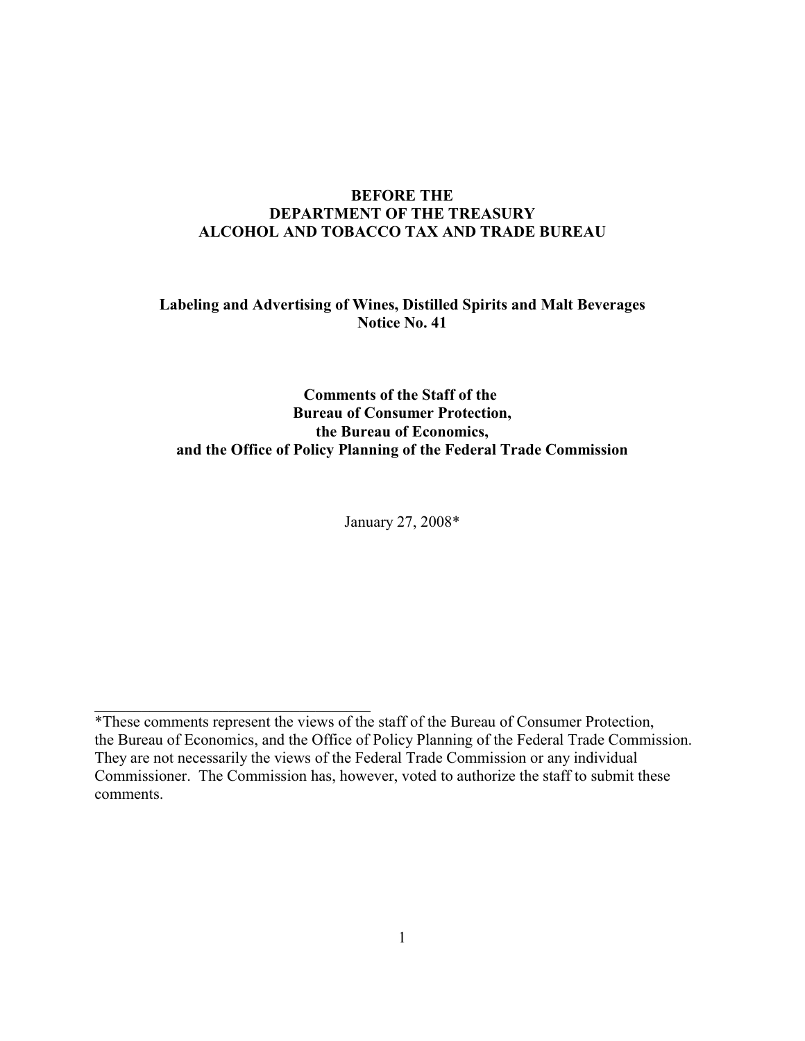**BEFORE THE**
**DEPARTMENT OF THE TREASURY**
**ALCOHOL AND TOBACCO TAX AND TRADE BUREAU**

**Labeling and Advertising of Wines, Distilled Spirits and Malt Beverages**
**Notice No. 41**

**Comments of the Staff of the**
**Bureau of Consumer Protection,**
**the Bureau of Economics,**
**and the Office of Policy Planning of the Federal Trade Commission**

January 27, 2008*

---

*These comments represent the views of the staff of the Bureau of Consumer Protection, the Bureau of Economics, and the Office of Policy Planning of the Federal Trade Commission. They are not necessarily the views of the Federal Trade Commission or any individual Commissioner. The Commission has, however, voted to authorize the staff to submit these comments.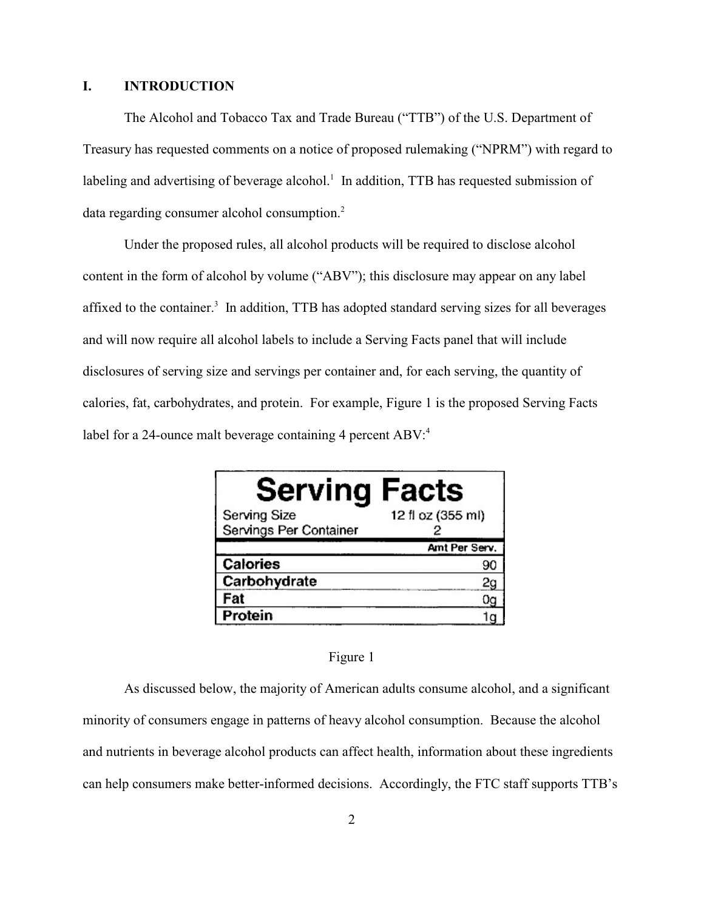## I. INTRODUCTION

The Alcohol and Tobacco Tax and Trade Bureau ("TTB") of the U.S. Department of Treasury has requested comments on a notice of proposed rulemaking ("NPRM") with regard to labeling and advertising of beverage alcohol.[1] In addition, TTB has requested submission of data regarding consumer alcohol consumption.[2]

Under the proposed rules, all alcohol products will be required to disclose alcohol content in the form of alcohol by volume ("ABV"); this disclosure may appear on any label affixed to the container.[3] In addition, TTB has adopted standard serving sizes for all beverages and will now require all alcohol labels to include a Serving Facts panel that will include disclosures of serving size and servings per container and, for each serving, the quantity of calories, fat, carbohydrates, and protein. For example, Figure 1 is the proposed Serving Facts label for a 24-ounce malt beverage containing 4 percent ABV:[4]

| **Serving Facts** | |
|---|---|
| Serving Size | 12 fl oz (355 ml) |
| Servings Per Container | 2 |
| | Amt Per Serv. |
| **Calories** | 90 |
| **Carbohydrate** | 2g |
| **Fat** | 0g |
| **Protein** | 1g |

Figure 1

As discussed below, the majority of American adults consume alcohol, and a significant minority of consumers engage in patterns of heavy alcohol consumption. Because the alcohol and nutrients in beverage alcohol products can affect health, information about these ingredients can help consumers make better-informed decisions. Accordingly, the FTC staff supports TTB's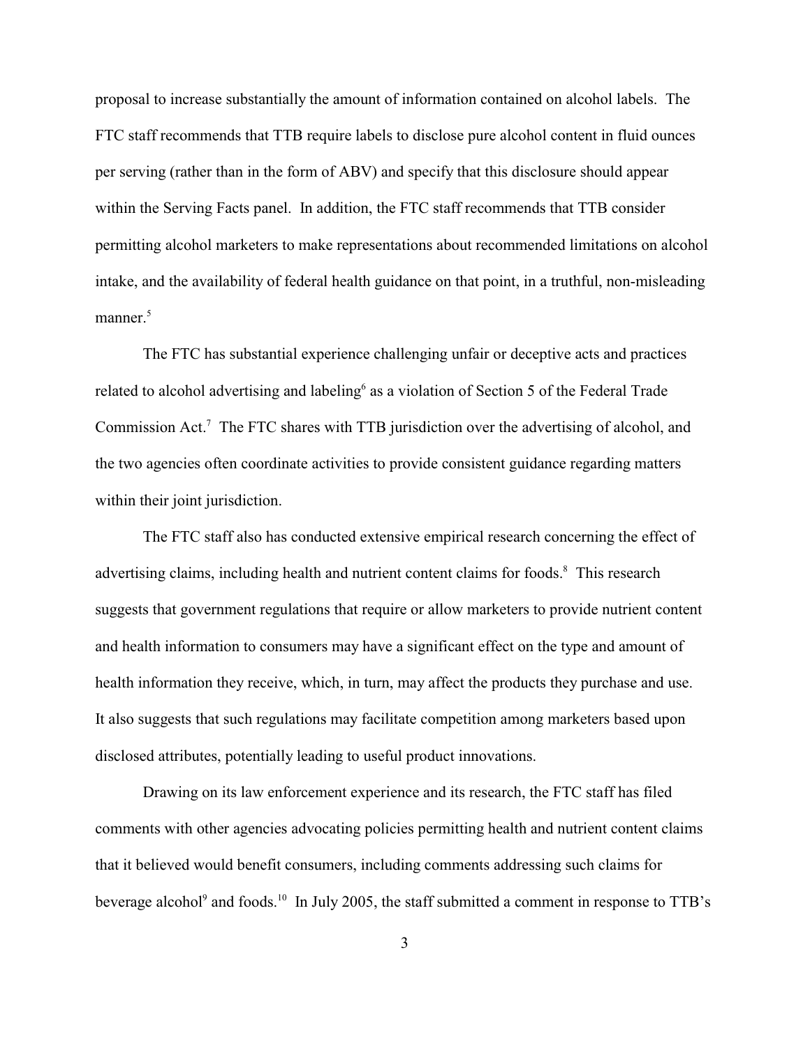proposal to increase substantially the amount of information contained on alcohol labels. The FTC staff recommends that TTB require labels to disclose pure alcohol content in fluid ounces per serving (rather than in the form of ABV) and specify that this disclosure should appear within the Serving Facts panel. In addition, the FTC staff recommends that TTB consider permitting alcohol marketers to make representations about recommended limitations on alcohol intake, and the availability of federal health guidance on that point, in a truthful, non-misleading manner.[5]

The FTC has substantial experience challenging unfair or deceptive acts and practices related to alcohol advertising and labeling[6] as a violation of Section 5 of the Federal Trade Commission Act.[7] The FTC shares with TTB jurisdiction over the advertising of alcohol, and the two agencies often coordinate activities to provide consistent guidance regarding matters within their joint jurisdiction.

The FTC staff also has conducted extensive empirical research concerning the effect of advertising claims, including health and nutrient content claims for foods.[8] This research suggests that government regulations that require or allow marketers to provide nutrient content and health information to consumers may have a significant effect on the type and amount of health information they receive, which, in turn, may affect the products they purchase and use. It also suggests that such regulations may facilitate competition among marketers based upon disclosed attributes, potentially leading to useful product innovations.

Drawing on its law enforcement experience and its research, the FTC staff has filed comments with other agencies advocating policies permitting health and nutrient content claims that it believed would benefit consumers, including comments addressing such claims for beverage alcohol[9] and foods.[10] In July 2005, the staff submitted a comment in response to TTB's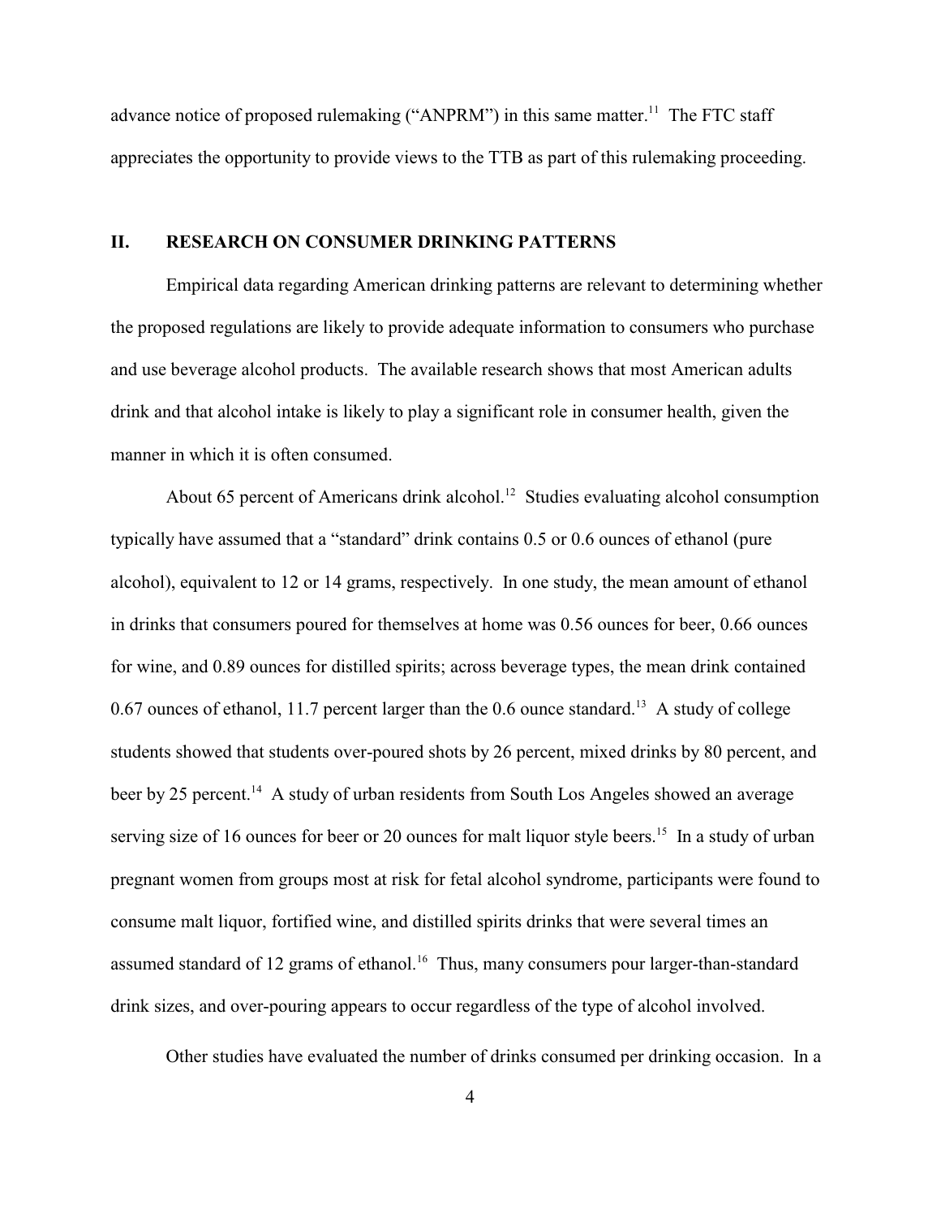advance notice of proposed rulemaking ("ANPRM") in this same matter.[11] The FTC staff appreciates the opportunity to provide views to the TTB as part of this rulemaking proceeding.

## II. RESEARCH ON CONSUMER DRINKING PATTERNS

Empirical data regarding American drinking patterns are relevant to determining whether the proposed regulations are likely to provide adequate information to consumers who purchase and use beverage alcohol products. The available research shows that most American adults drink and that alcohol intake is likely to play a significant role in consumer health, given the manner in which it is often consumed.

About 65 percent of Americans drink alcohol.[12] Studies evaluating alcohol consumption typically have assumed that a "standard" drink contains 0.5 or 0.6 ounces of ethanol (pure alcohol), equivalent to 12 or 14 grams, respectively. In one study, the mean amount of ethanol in drinks that consumers poured for themselves at home was 0.56 ounces for beer, 0.66 ounces for wine, and 0.89 ounces for distilled spirits; across beverage types, the mean drink contained 0.67 ounces of ethanol, 11.7 percent larger than the 0.6 ounce standard.[13] A study of college students showed that students over-poured shots by 26 percent, mixed drinks by 80 percent, and beer by 25 percent.[14] A study of urban residents from South Los Angeles showed an average serving size of 16 ounces for beer or 20 ounces for malt liquor style beers.[15] In a study of urban pregnant women from groups most at risk for fetal alcohol syndrome, participants were found to consume malt liquor, fortified wine, and distilled spirits drinks that were several times an assumed standard of 12 grams of ethanol.[16] Thus, many consumers pour larger-than-standard drink sizes, and over-pouring appears to occur regardless of the type of alcohol involved.

Other studies have evaluated the number of drinks consumed per drinking occasion. In a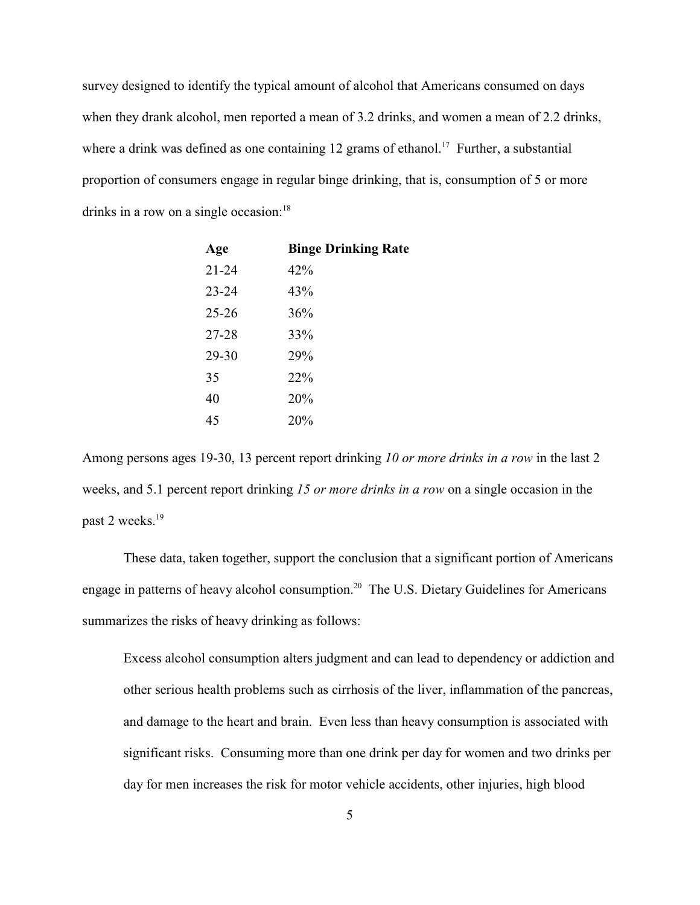survey designed to identify the typical amount of alcohol that Americans consumed on days when they drank alcohol, men reported a mean of 3.2 drinks, and women a mean of 2.2 drinks, where a drink was defined as one containing 12 grams of ethanol.[17] Further, a substantial proportion of consumers engage in regular binge drinking, that is, consumption of 5 or more drinks in a row on a single occasion:[18]

| Age | Binge Drinking Rate |
|---|---|
| 21-24 | 42% |
| 23-24 | 43% |
| 25-26 | 36% |
| 27-28 | 33% |
| 29-30 | 29% |
| 35 | 22% |
| 40 | 20% |
| 45 | 20% |

Among persons ages 19-30, 13 percent report drinking *10 or more drinks in a row* in the last 2 weeks, and 5.1 percent report drinking *15 or more drinks in a row* on a single occasion in the past 2 weeks.[19]

These data, taken together, support the conclusion that a significant portion of Americans engage in patterns of heavy alcohol consumption.[20] The U.S. Dietary Guidelines for Americans summarizes the risks of heavy drinking as follows:

> Excess alcohol consumption alters judgment and can lead to dependency or addiction and other serious health problems such as cirrhosis of the liver, inflammation of the pancreas, and damage to the heart and brain. Even less than heavy consumption is associated with significant risks. Consuming more than one drink per day for women and two drinks per day for men increases the risk for motor vehicle accidents, other injuries, high blood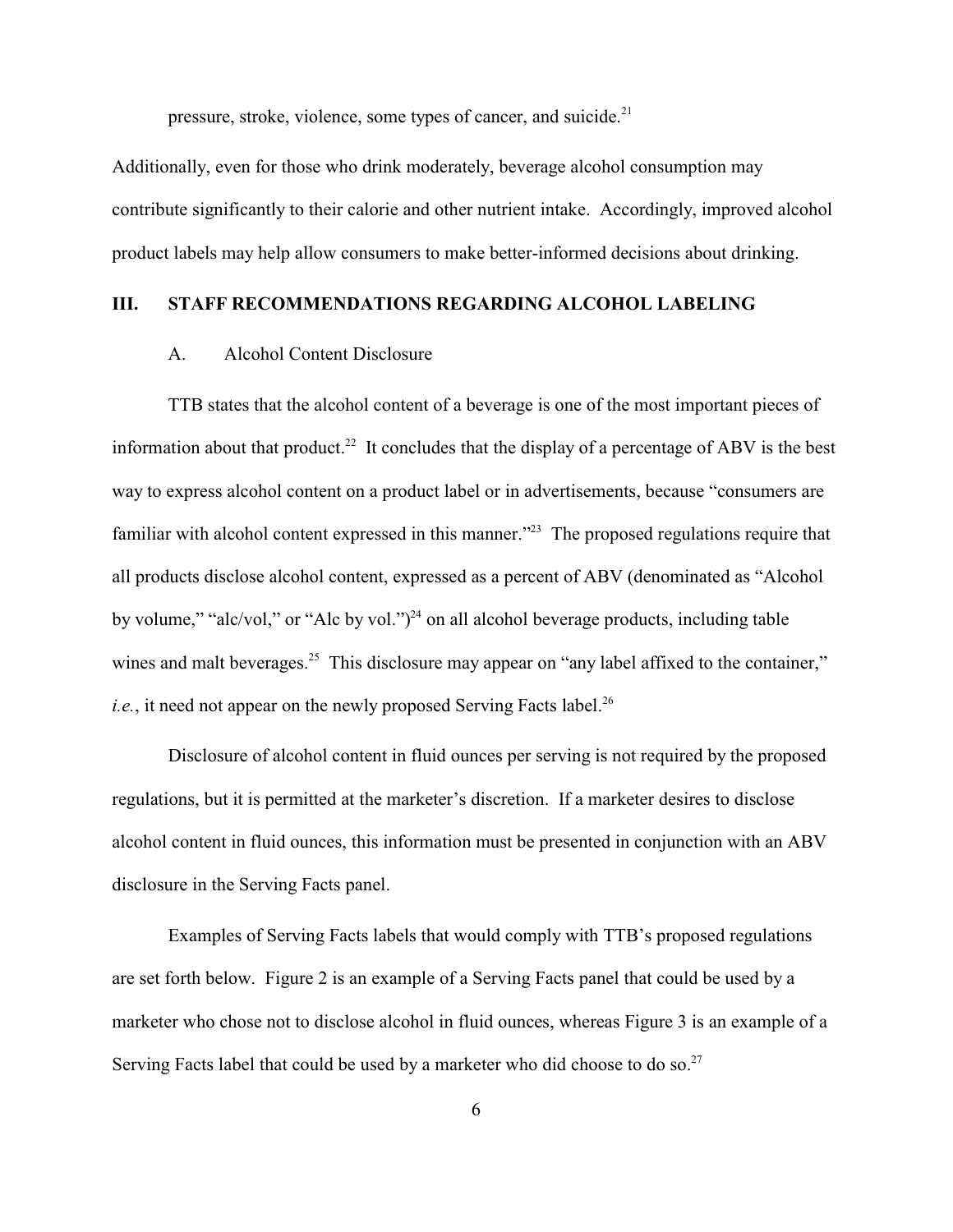pressure, stroke, violence, some types of cancer, and suicide.[21]

Additionally, even for those who drink moderately, beverage alcohol consumption may contribute significantly to their calorie and other nutrient intake. Accordingly, improved alcohol product labels may help allow consumers to make better-informed decisions about drinking.

## III. STAFF RECOMMENDATIONS REGARDING ALCOHOL LABELING

### A. Alcohol Content Disclosure

TTB states that the alcohol content of a beverage is one of the most important pieces of information about that product.[22] It concludes that the display of a percentage of ABV is the best way to express alcohol content on a product label or in advertisements, because "consumers are familiar with alcohol content expressed in this manner."[23] The proposed regulations require that all products disclose alcohol content, expressed as a percent of ABV (denominated as "Alcohol by volume," "alc/vol," or "Alc by vol.")[24] on all alcohol beverage products, including table wines and malt beverages.[25] This disclosure may appear on "any label affixed to the container," *i.e.*, it need not appear on the newly proposed Serving Facts label.[26]

Disclosure of alcohol content in fluid ounces per serving is not required by the proposed regulations, but it is permitted at the marketer's discretion. If a marketer desires to disclose alcohol content in fluid ounces, this information must be presented in conjunction with an ABV disclosure in the Serving Facts panel.

Examples of Serving Facts labels that would comply with TTB's proposed regulations are set forth below. Figure 2 is an example of a Serving Facts panel that could be used by a marketer who chose not to disclose alcohol in fluid ounces, whereas Figure 3 is an example of a Serving Facts label that could be used by a marketer who did choose to do so.[27]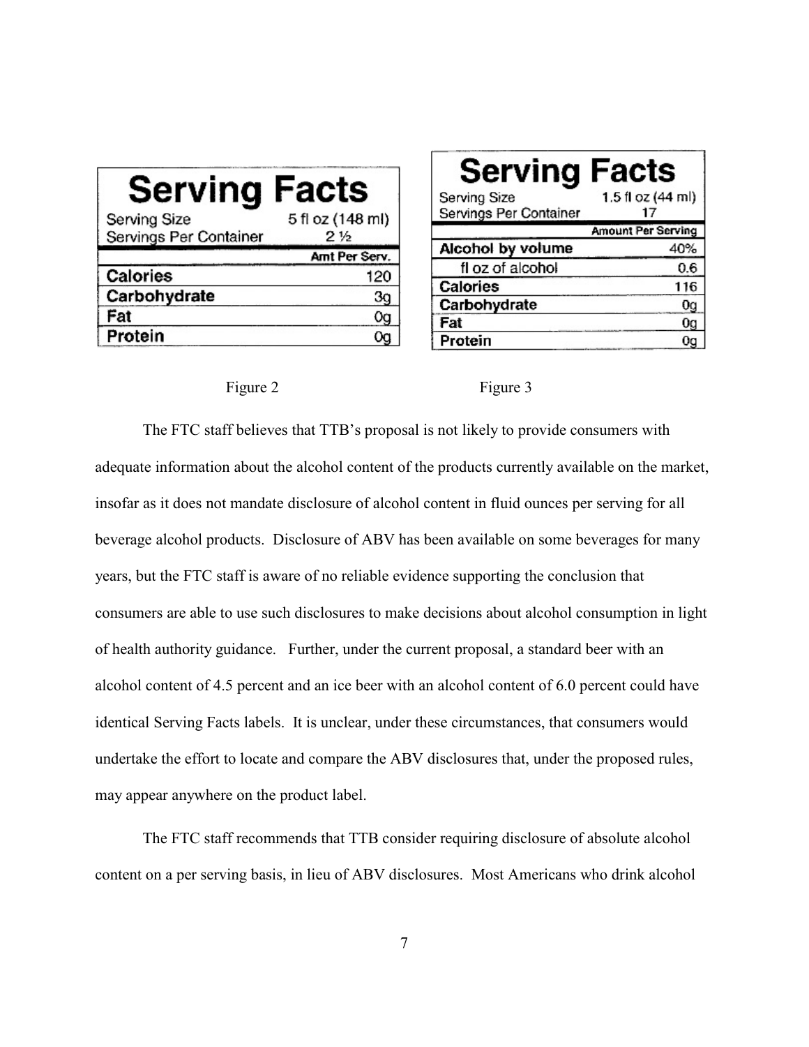**Serving Facts**

| Serving Size | 5 fl oz (148 ml) |
|---|---|
| Servings Per Container | 2 ½ |
| | Amt Per Serv. |
| **Calories** | 120 |
| **Carbohydrate** | 3g |
| **Fat** | 0g |
| **Protein** | 0g |

Figure 2

**Serving Facts**

| Serving Size | 1.5 fl oz (44 ml) |
|---|---|
| Servings Per Container | 17 |
| | Amount Per Serving |
| **Alcohol by volume** | 40% |
| fl oz of alcohol | 0.6 |
| **Calories** | 116 |
| **Carbohydrate** | 0g |
| **Fat** | 0g |
| **Protein** | 0g |

Figure 3

The FTC staff believes that TTB's proposal is not likely to provide consumers with adequate information about the alcohol content of the products currently available on the market, insofar as it does not mandate disclosure of alcohol content in fluid ounces per serving for all beverage alcohol products. Disclosure of ABV has been available on some beverages for many years, but the FTC staff is aware of no reliable evidence supporting the conclusion that consumers are able to use such disclosures to make decisions about alcohol consumption in light of health authority guidance. Further, under the current proposal, a standard beer with an alcohol content of 4.5 percent and an ice beer with an alcohol content of 6.0 percent could have identical Serving Facts labels. It is unclear, under these circumstances, that consumers would undertake the effort to locate and compare the ABV disclosures that, under the proposed rules, may appear anywhere on the product label.

The FTC staff recommends that TTB consider requiring disclosure of absolute alcohol content on a per serving basis, in lieu of ABV disclosures. Most Americans who drink alcohol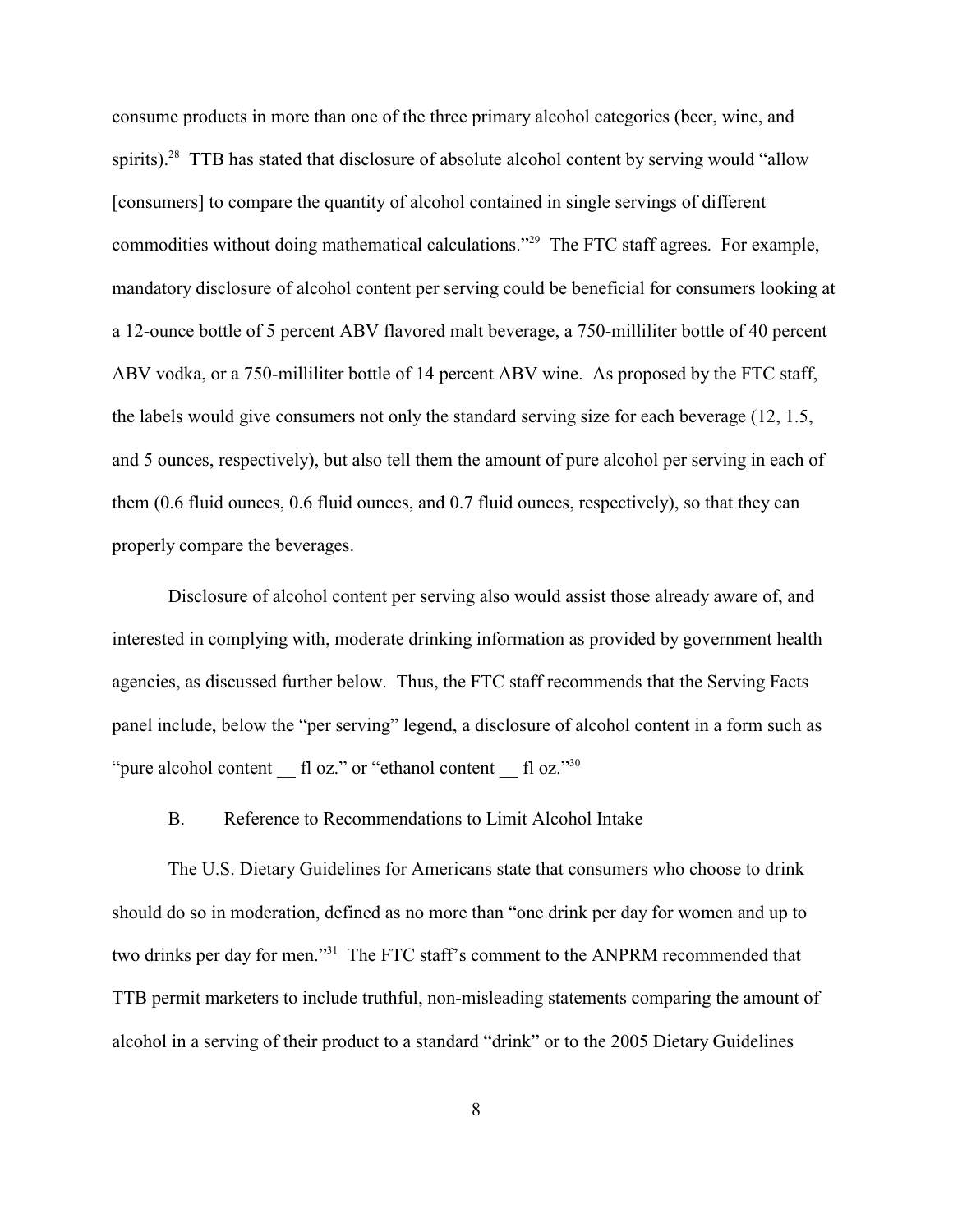consume products in more than one of the three primary alcohol categories (beer, wine, and spirits).[28] TTB has stated that disclosure of absolute alcohol content by serving would "allow [consumers] to compare the quantity of alcohol contained in single servings of different commodities without doing mathematical calculations."[29] The FTC staff agrees. For example, mandatory disclosure of alcohol content per serving could be beneficial for consumers looking at a 12-ounce bottle of 5 percent ABV flavored malt beverage, a 750-milliliter bottle of 40 percent ABV vodka, or a 750-milliliter bottle of 14 percent ABV wine. As proposed by the FTC staff, the labels would give consumers not only the standard serving size for each beverage (12, 1.5, and 5 ounces, respectively), but also tell them the amount of pure alcohol per serving in each of them (0.6 fluid ounces, 0.6 fluid ounces, and 0.7 fluid ounces, respectively), so that they can properly compare the beverages.

Disclosure of alcohol content per serving also would assist those already aware of, and interested in complying with, moderate drinking information as provided by government health agencies, as discussed further below. Thus, the FTC staff recommends that the Serving Facts panel include, below the "per serving" legend, a disclosure of alcohol content in a form such as "pure alcohol content __ fl oz." or "ethanol content __ fl oz."[30]

### B. Reference to Recommendations to Limit Alcohol Intake

The U.S. Dietary Guidelines for Americans state that consumers who choose to drink should do so in moderation, defined as no more than "one drink per day for women and up to two drinks per day for men."[31] The FTC staff's comment to the ANPRM recommended that TTB permit marketers to include truthful, non-misleading statements comparing the amount of alcohol in a serving of their product to a standard "drink" or to the 2005 Dietary Guidelines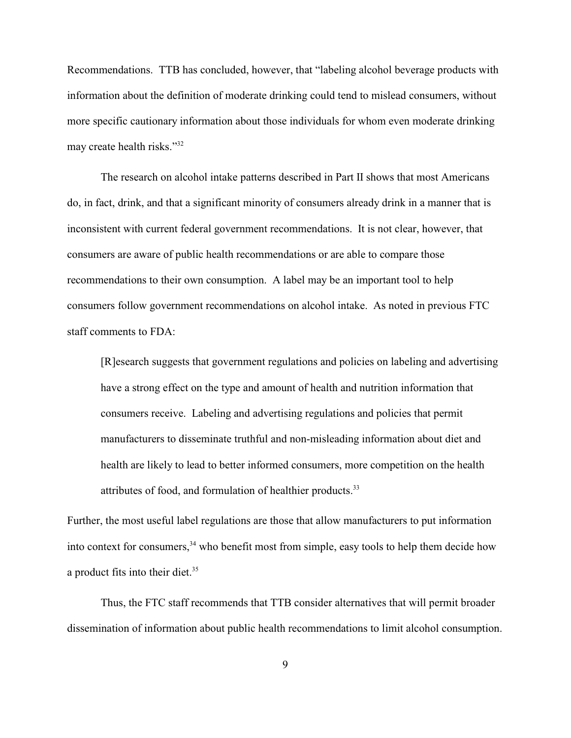Recommendations. TTB has concluded, however, that "labeling alcohol beverage products with information about the definition of moderate drinking could tend to mislead consumers, without more specific cautionary information about those individuals for whom even moderate drinking may create health risks."[32]

The research on alcohol intake patterns described in Part II shows that most Americans do, in fact, drink, and that a significant minority of consumers already drink in a manner that is inconsistent with current federal government recommendations. It is not clear, however, that consumers are aware of public health recommendations or are able to compare those recommendations to their own consumption. A label may be an important tool to help consumers follow government recommendations on alcohol intake. As noted in previous FTC staff comments to FDA:

> [R]esearch suggests that government regulations and policies on labeling and advertising have a strong effect on the type and amount of health and nutrition information that consumers receive. Labeling and advertising regulations and policies that permit manufacturers to disseminate truthful and non-misleading information about diet and health are likely to lead to better informed consumers, more competition on the health attributes of food, and formulation of healthier products.[33]

Further, the most useful label regulations are those that allow manufacturers to put information into context for consumers,[34] who benefit most from simple, easy tools to help them decide how a product fits into their diet.[35]

Thus, the FTC staff recommends that TTB consider alternatives that will permit broader dissemination of information about public health recommendations to limit alcohol consumption.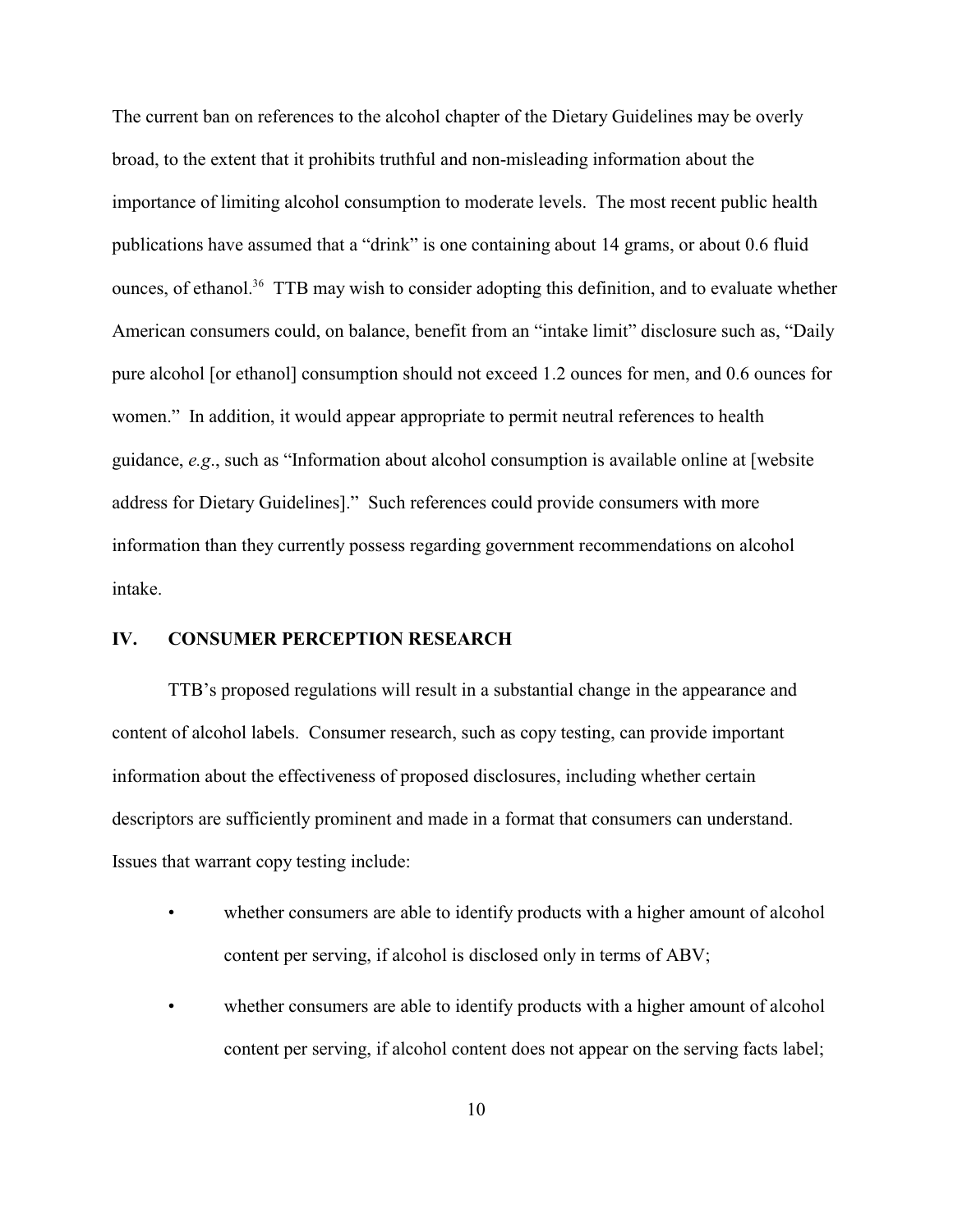The current ban on references to the alcohol chapter of the Dietary Guidelines may be overly broad, to the extent that it prohibits truthful and non-misleading information about the importance of limiting alcohol consumption to moderate levels. The most recent public health publications have assumed that a "drink" is one containing about 14 grams, or about 0.6 fluid ounces, of ethanol.[36] TTB may wish to consider adopting this definition, and to evaluate whether American consumers could, on balance, benefit from an "intake limit" disclosure such as, "Daily pure alcohol [or ethanol] consumption should not exceed 1.2 ounces for men, and 0.6 ounces for women." In addition, it would appear appropriate to permit neutral references to health guidance, *e.g*., such as "Information about alcohol consumption is available online at [website address for Dietary Guidelines]." Such references could provide consumers with more information than they currently possess regarding government recommendations on alcohol intake.

## IV. CONSUMER PERCEPTION RESEARCH

TTB's proposed regulations will result in a substantial change in the appearance and content of alcohol labels. Consumer research, such as copy testing, can provide important information about the effectiveness of proposed disclosures, including whether certain descriptors are sufficiently prominent and made in a format that consumers can understand. Issues that warrant copy testing include:

- whether consumers are able to identify products with a higher amount of alcohol content per serving, if alcohol is disclosed only in terms of ABV;
- whether consumers are able to identify products with a higher amount of alcohol content per serving, if alcohol content does not appear on the serving facts label;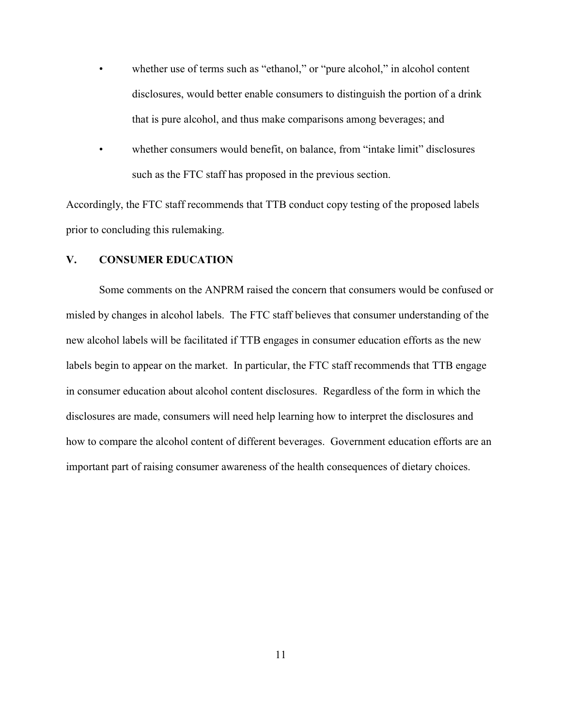- whether use of terms such as "ethanol," or "pure alcohol," in alcohol content disclosures, would better enable consumers to distinguish the portion of a drink that is pure alcohol, and thus make comparisons among beverages; and
- whether consumers would benefit, on balance, from "intake limit" disclosures such as the FTC staff has proposed in the previous section.

Accordingly, the FTC staff recommends that TTB conduct copy testing of the proposed labels prior to concluding this rulemaking.

## V. CONSUMER EDUCATION

Some comments on the ANPRM raised the concern that consumers would be confused or misled by changes in alcohol labels. The FTC staff believes that consumer understanding of the new alcohol labels will be facilitated if TTB engages in consumer education efforts as the new labels begin to appear on the market. In particular, the FTC staff recommends that TTB engage in consumer education about alcohol content disclosures. Regardless of the form in which the disclosures are made, consumers will need help learning how to interpret the disclosures and how to compare the alcohol content of different beverages. Government education efforts are an important part of raising consumer awareness of the health consequences of dietary choices.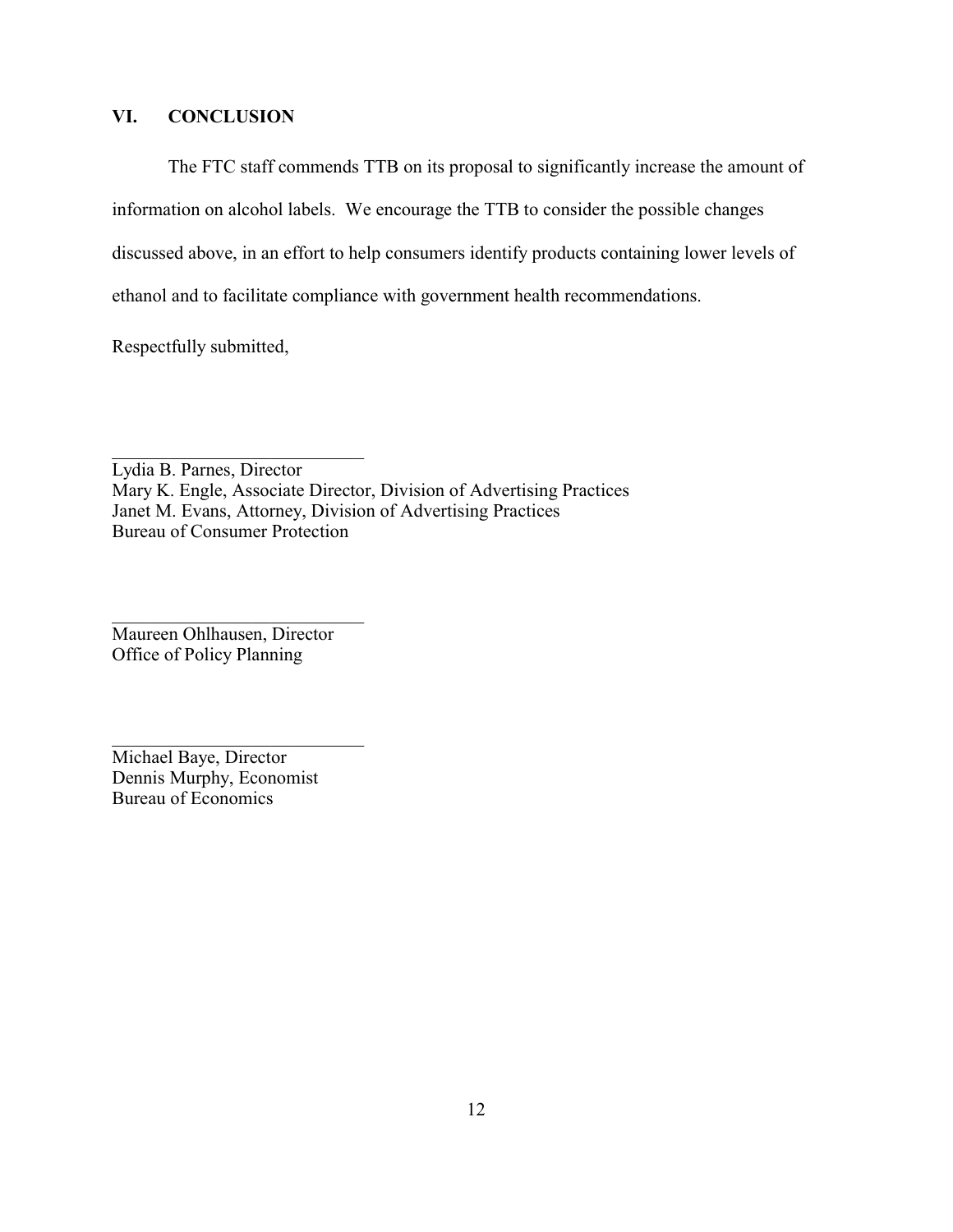## VI. CONCLUSION

The FTC staff commends TTB on its proposal to significantly increase the amount of information on alcohol labels. We encourage the TTB to consider the possible changes discussed above, in an effort to help consumers identify products containing lower levels of ethanol and to facilitate compliance with government health recommendations.

Respectfully submitted,

\_\_\_\_\_\_\_\_\_\_\_\_\_\_\_\_\_\_\_\_\_\_\_\_\_\_\_\_

Lydia B. Parnes, Director
Mary K. Engle, Associate Director, Division of Advertising Practices
Janet M. Evans, Attorney, Division of Advertising Practices
Bureau of Consumer Protection

\_\_\_\_\_\_\_\_\_\_\_\_\_\_\_\_\_\_\_\_\_\_\_\_\_\_\_\_

Maureen Ohlhausen, Director
Office of Policy Planning

\_\_\_\_\_\_\_\_\_\_\_\_\_\_\_\_\_\_\_\_\_\_\_\_\_\_\_\_

Michael Baye, Director
Dennis Murphy, Economist
Bureau of Economics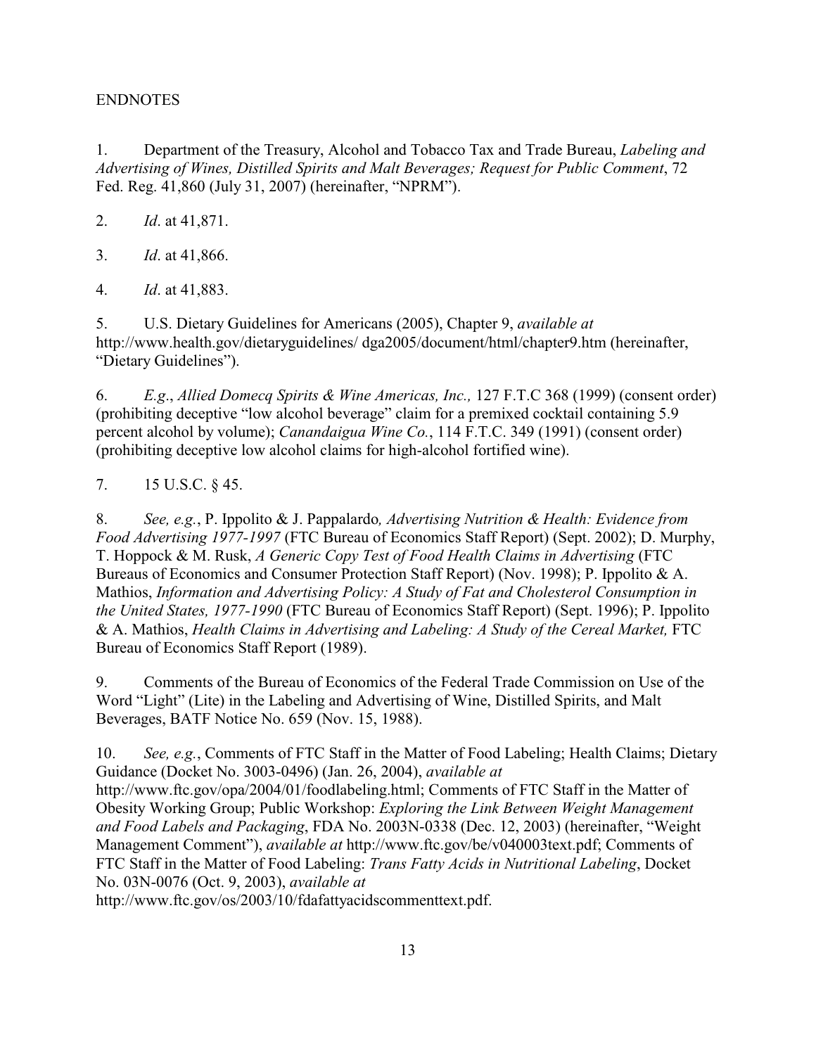ENDNOTES

1. Department of the Treasury, Alcohol and Tobacco Tax and Trade Bureau, *Labeling and Advertising of Wines, Distilled Spirits and Malt Beverages; Request for Public Comment*, 72 Fed. Reg. 41,860 (July 31, 2007) (hereinafter, "NPRM").

2. *Id*. at 41,871.

3. *Id*. at 41,866.

4. *Id*. at 41,883.

5. U.S. Dietary Guidelines for Americans (2005), Chapter 9, *available at* http://www.health.gov/dietaryguidelines/ dga2005/document/html/chapter9.htm (hereinafter, "Dietary Guidelines").

6. *E.g*., *Allied Domecq Spirits & Wine Americas, Inc.,* 127 F.T.C 368 (1999) (consent order) (prohibiting deceptive "low alcohol beverage" claim for a premixed cocktail containing 5.9 percent alcohol by volume); *Canandaigua Wine Co.*, 114 F.T.C. 349 (1991) (consent order) (prohibiting deceptive low alcohol claims for high-alcohol fortified wine).

7. 15 U.S.C. § 45.

8. *See, e.g.*, P. Ippolito & J. Pappalardo*, Advertising Nutrition & Health: Evidence from Food Advertising 1977-1997* (FTC Bureau of Economics Staff Report) (Sept. 2002); D. Murphy, T. Hoppock & M. Rusk, *A Generic Copy Test of Food Health Claims in Advertising* (FTC Bureaus of Economics and Consumer Protection Staff Report) (Nov. 1998); P. Ippolito & A. Mathios, *Information and Advertising Policy: A Study of Fat and Cholesterol Consumption in the United States, 1977-1990* (FTC Bureau of Economics Staff Report) (Sept. 1996); P. Ippolito & A. Mathios, *Health Claims in Advertising and Labeling: A Study of the Cereal Market,* FTC Bureau of Economics Staff Report (1989).

9. Comments of the Bureau of Economics of the Federal Trade Commission on Use of the Word "Light" (Lite) in the Labeling and Advertising of Wine, Distilled Spirits, and Malt Beverages, BATF Notice No. 659 (Nov. 15, 1988).

10. *See, e.g.*, Comments of FTC Staff in the Matter of Food Labeling; Health Claims; Dietary Guidance (Docket No. 3003-0496) (Jan. 26, 2004), *available at* http://www.ftc.gov/opa/2004/01/foodlabeling.html; Comments of FTC Staff in the Matter of Obesity Working Group; Public Workshop: *Exploring the Link Between Weight Management and Food Labels and Packaging*, FDA No. 2003N-0338 (Dec. 12, 2003) (hereinafter, "Weight Management Comment"), *available at* http://www.ftc.gov/be/v040003text.pdf; Comments of FTC Staff in the Matter of Food Labeling: *Trans Fatty Acids in Nutritional Labeling*, Docket No. 03N-0076 (Oct. 9, 2003), *available at* http://www.ftc.gov/os/2003/10/fdafattyacidscommenttext.pdf.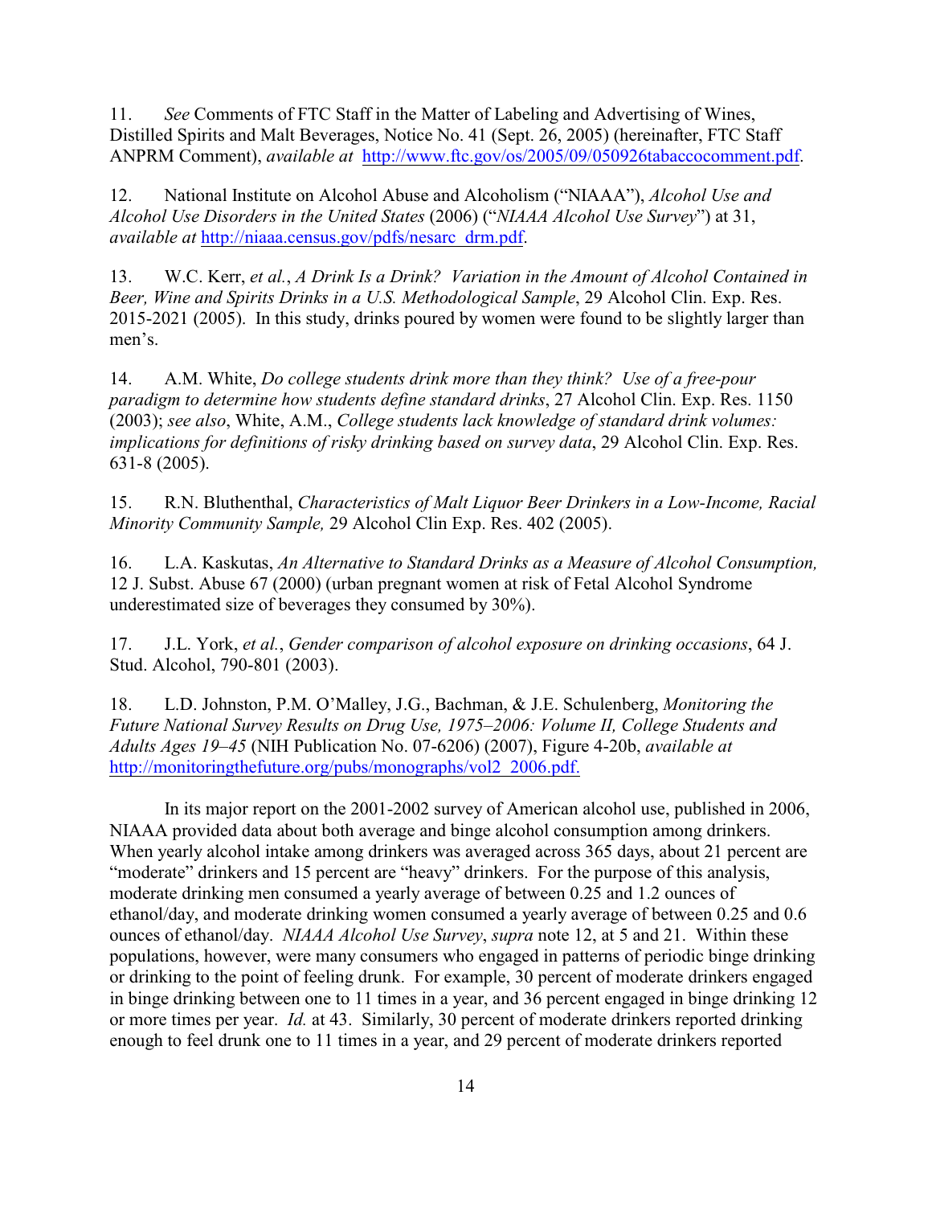11. *See* Comments of FTC Staff in the Matter of Labeling and Advertising of Wines, Distilled Spirits and Malt Beverages, Notice No. 41 (Sept. 26, 2005) (hereinafter, FTC Staff ANPRM Comment), *available at* http://www.ftc.gov/os/2005/09/050926tabaccocomment.pdf.

12. National Institute on Alcohol Abuse and Alcoholism ("NIAAA"), *Alcohol Use and Alcohol Use Disorders in the United States* (2006) ("*NIAAA Alcohol Use Survey*") at 31, *available at* http://niaaa.census.gov/pdfs/nesarc_drm.pdf.

13. W.C. Kerr, *et al.*, *A Drink Is a Drink? Variation in the Amount of Alcohol Contained in Beer, Wine and Spirits Drinks in a U.S. Methodological Sample*, 29 Alcohol Clin. Exp. Res. 2015-2021 (2005). In this study, drinks poured by women were found to be slightly larger than men's.

14. A.M. White, *Do college students drink more than they think? Use of a free-pour paradigm to determine how students define standard drinks*, 27 Alcohol Clin. Exp. Res. 1150 (2003); *see also*, White, A.M., *College students lack knowledge of standard drink volumes: implications for definitions of risky drinking based on survey data*, 29 Alcohol Clin. Exp. Res. 631-8 (2005).

15. R.N. Bluthenthal, *Characteristics of Malt Liquor Beer Drinkers in a Low-Income, Racial Minority Community Sample,* 29 Alcohol Clin Exp. Res. 402 (2005).

16. L.A. Kaskutas, *An Alternative to Standard Drinks as a Measure of Alcohol Consumption,* 12 J. Subst. Abuse 67 (2000) (urban pregnant women at risk of Fetal Alcohol Syndrome underestimated size of beverages they consumed by 30%).

17. J.L. York, *et al.*, *Gender comparison of alcohol exposure on drinking occasions*, 64 J. Stud. Alcohol, 790-801 (2003).

18. L.D. Johnston, P.M. O'Malley, J.G., Bachman, & J.E. Schulenberg, *Monitoring the Future National Survey Results on Drug Use, 1975–2006: Volume II, College Students and Adults Ages 19–45* (NIH Publication No. 07-6206) (2007), Figure 4-20b, *available at* http://monitoringthefuture.org/pubs/monographs/vol2_2006.pdf.

In its major report on the 2001-2002 survey of American alcohol use, published in 2006, NIAAA provided data about both average and binge alcohol consumption among drinkers. When yearly alcohol intake among drinkers was averaged across 365 days, about 21 percent are "moderate" drinkers and 15 percent are "heavy" drinkers. For the purpose of this analysis, moderate drinking men consumed a yearly average of between 0.25 and 1.2 ounces of ethanol/day, and moderate drinking women consumed a yearly average of between 0.25 and 0.6 ounces of ethanol/day. *NIAAA Alcohol Use Survey*, *supra* note 12, at 5 and 21. Within these populations, however, were many consumers who engaged in patterns of periodic binge drinking or drinking to the point of feeling drunk. For example, 30 percent of moderate drinkers engaged in binge drinking between one to 11 times in a year, and 36 percent engaged in binge drinking 12 or more times per year. *Id.* at 43. Similarly, 30 percent of moderate drinkers reported drinking enough to feel drunk one to 11 times in a year, and 29 percent of moderate drinkers reported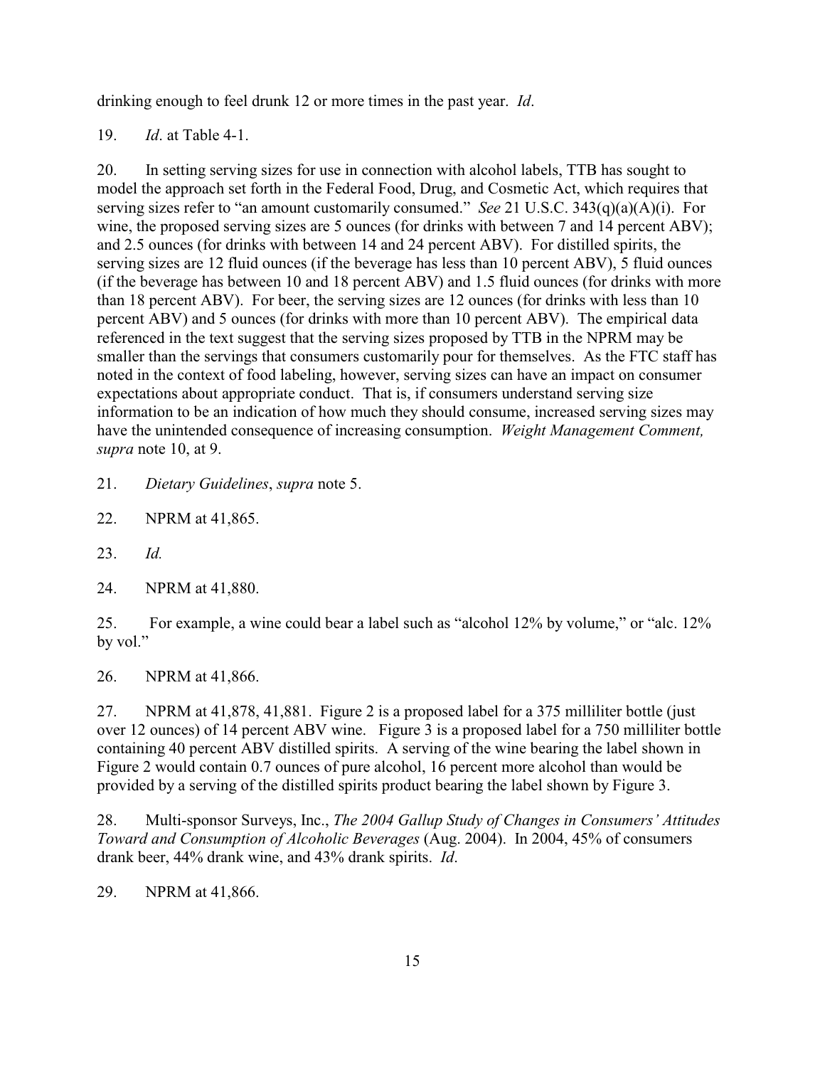drinking enough to feel drunk 12 or more times in the past year. *Id*.

19. *Id*. at Table 4-1.

20. In setting serving sizes for use in connection with alcohol labels, TTB has sought to model the approach set forth in the Federal Food, Drug, and Cosmetic Act, which requires that serving sizes refer to "an amount customarily consumed." *See* 21 U.S.C. 343(q)(a)(A)(i). For wine, the proposed serving sizes are 5 ounces (for drinks with between 7 and 14 percent ABV); and 2.5 ounces (for drinks with between 14 and 24 percent ABV). For distilled spirits, the serving sizes are 12 fluid ounces (if the beverage has less than 10 percent ABV), 5 fluid ounces (if the beverage has between 10 and 18 percent ABV) and 1.5 fluid ounces (for drinks with more than 18 percent ABV). For beer, the serving sizes are 12 ounces (for drinks with less than 10 percent ABV) and 5 ounces (for drinks with more than 10 percent ABV). The empirical data referenced in the text suggest that the serving sizes proposed by TTB in the NPRM may be smaller than the servings that consumers customarily pour for themselves. As the FTC staff has noted in the context of food labeling, however, serving sizes can have an impact on consumer expectations about appropriate conduct. That is, if consumers understand serving size information to be an indication of how much they should consume, increased serving sizes may have the unintended consequence of increasing consumption. *Weight Management Comment, supra* note 10, at 9.

21. *Dietary Guidelines*, *supra* note 5.

22. NPRM at 41,865.

23. *Id.*

24. NPRM at 41,880.

25. For example, a wine could bear a label such as "alcohol 12% by volume," or "alc. 12% by vol."

26. NPRM at 41,866.

27. NPRM at 41,878, 41,881. Figure 2 is a proposed label for a 375 milliliter bottle (just over 12 ounces) of 14 percent ABV wine. Figure 3 is a proposed label for a 750 milliliter bottle containing 40 percent ABV distilled spirits. A serving of the wine bearing the label shown in Figure 2 would contain 0.7 ounces of pure alcohol, 16 percent more alcohol than would be provided by a serving of the distilled spirits product bearing the label shown by Figure 3.

28. Multi-sponsor Surveys, Inc., *The 2004 Gallup Study of Changes in Consumers' Attitudes Toward and Consumption of Alcoholic Beverages* (Aug. 2004). In 2004, 45% of consumers drank beer, 44% drank wine, and 43% drank spirits. *Id*.

29. NPRM at 41,866.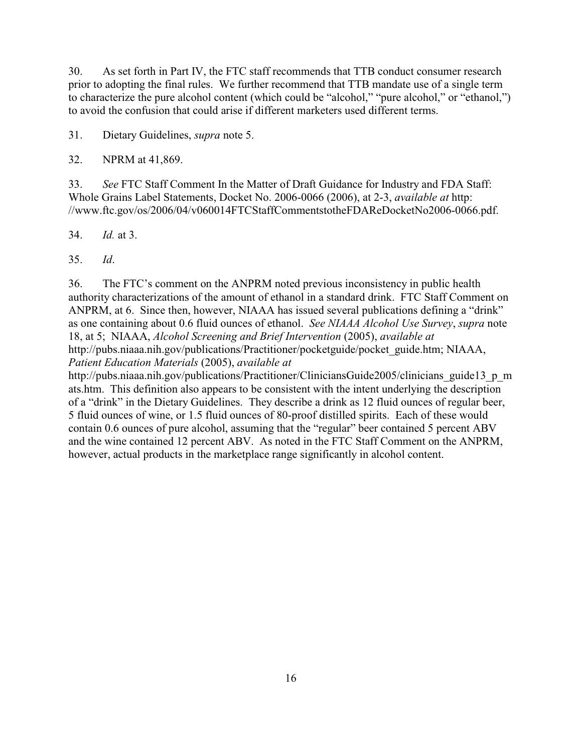30. As set forth in Part IV, the FTC staff recommends that TTB conduct consumer research prior to adopting the final rules. We further recommend that TTB mandate use of a single term to characterize the pure alcohol content (which could be "alcohol," "pure alcohol," or "ethanol,") to avoid the confusion that could arise if different marketers used different terms.

31. Dietary Guidelines, *supra* note 5.

32. NPRM at 41,869.

33. *See* FTC Staff Comment In the Matter of Draft Guidance for Industry and FDA Staff: Whole Grains Label Statements, Docket No. 2006-0066 (2006), at 2-3, *available at* http://www.ftc.gov/os/2006/04/v060014FTCStaffCommentstotheFDAReDocketNo2006-0066.pdf.

34. *Id.* at 3.

35. *Id*.

36. The FTC's comment on the ANPRM noted previous inconsistency in public health authority characterizations of the amount of ethanol in a standard drink. FTC Staff Comment on ANPRM, at 6. Since then, however, NIAAA has issued several publications defining a "drink" as one containing about 0.6 fluid ounces of ethanol. *See NIAAA Alcohol Use Survey*, *supra* note 18, at 5; NIAAA, *Alcohol Screening and Brief Intervention* (2005), *available at* http://pubs.niaaa.nih.gov/publications/Practitioner/pocketguide/pocket_guide.htm; NIAAA, *Patient Education Materials* (2005), *available at* http://pubs.niaaa.nih.gov/publications/Practitioner/CliniciansGuide2005/clinicians_guide13_p_mats.htm. This definition also appears to be consistent with the intent underlying the description of a "drink" in the Dietary Guidelines. They describe a drink as 12 fluid ounces of regular beer, 5 fluid ounces of wine, or 1.5 fluid ounces of 80-proof distilled spirits. Each of these would contain 0.6 ounces of pure alcohol, assuming that the "regular" beer contained 5 percent ABV and the wine contained 12 percent ABV. As noted in the FTC Staff Comment on the ANPRM, however, actual products in the marketplace range significantly in alcohol content.